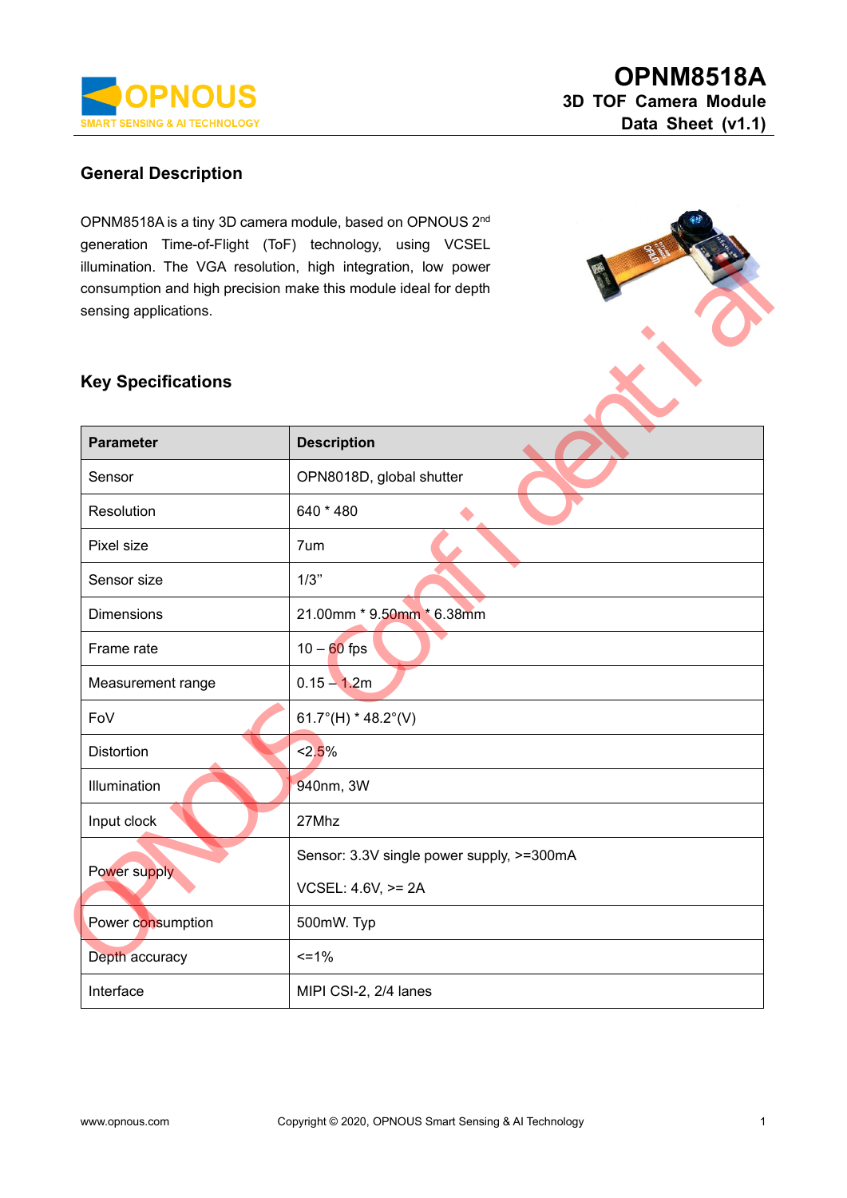# OPNM8518A

## 3D TOF Camera Module

## Data Sheet (v1.1)

## General Description

OPNM8518A is a tiny 3D camera module, based on OPNOUS 2nd generation Time-of-Flight (ToF) technology, using VCSEL illumination. The VGA resolution, high integration, low power consumption and high precision make this module ideal for depth sensing applications.

## Key Specifications

| Parameter | Description |
| --- | --- |
| Sensor | OPN8018D, global shutter |
| Resolution | 640 * 480 |
| Pixel size | 7um |
| Sensor size | 1/3" |
| Dimensions | 21.00mm * 9.50mm * 6.38mm |
| Frame rate | 10 – 60 fps |
| Measurement range | 0.15 – 1.2m |
| FoV | 61.7°(H) * 48.2°(V) |
| Distortion | <2.5% |
| Illumination | 940nm, 3W |
| Input clock | 27Mhz |
| Power supply | Sensor: 3.3V single power supply, >=300mA<br>VCSEL: 4.6V, >= 2A |
| Power consumption | 500mW. Typ |
| Depth accuracy | <=1% |
| Interface | MIPI CSI-2, 2/4 lanes |

www.opnous.com Copyright © 2020, OPNOUS Smart Sensing & AI Technology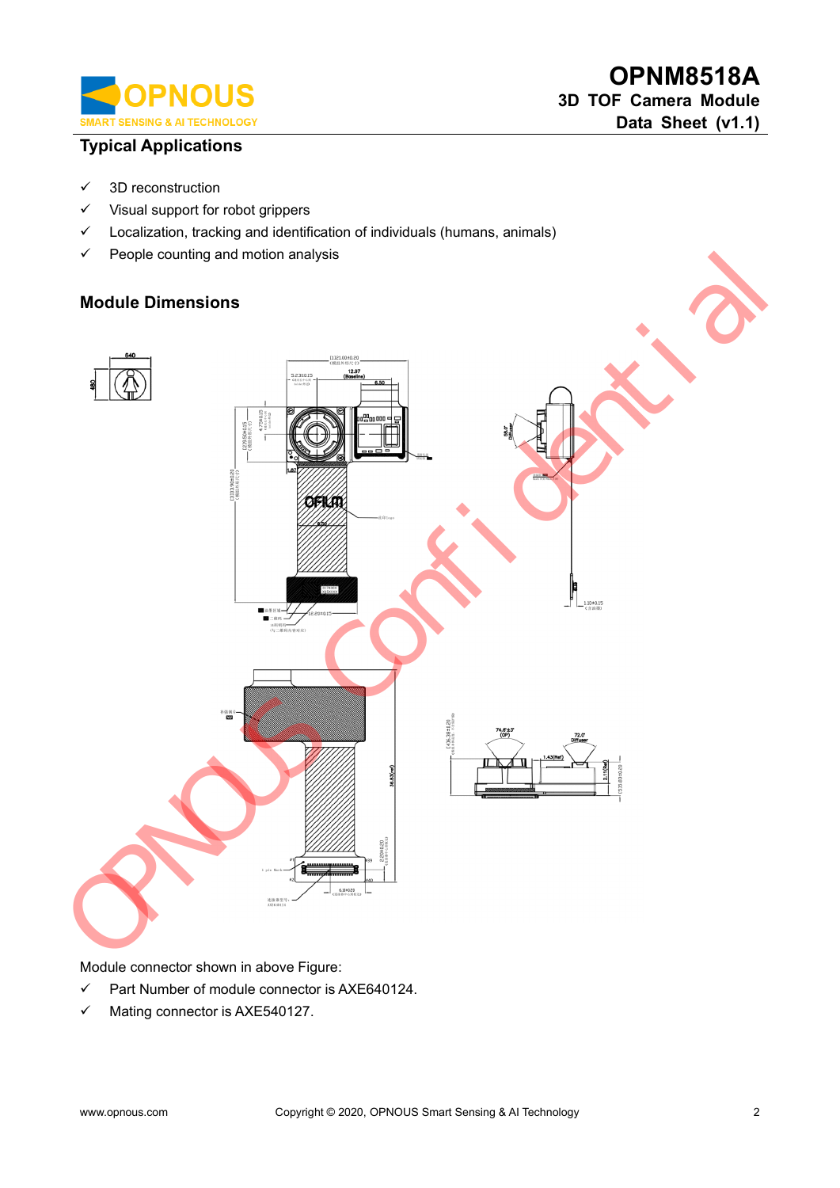## Typical Applications

- ✓ 3D reconstruction
- ✓ Visual support for robot grippers
- ✓ Localization, tracking and identification of individuals (humans, animals)
- ✓ People counting and motion analysis

## Module Dimensions

Module connector shown in above Figure:

- ✓ Part Number of module connector is AXE640124.
- ✓ Mating connector is AXE540127.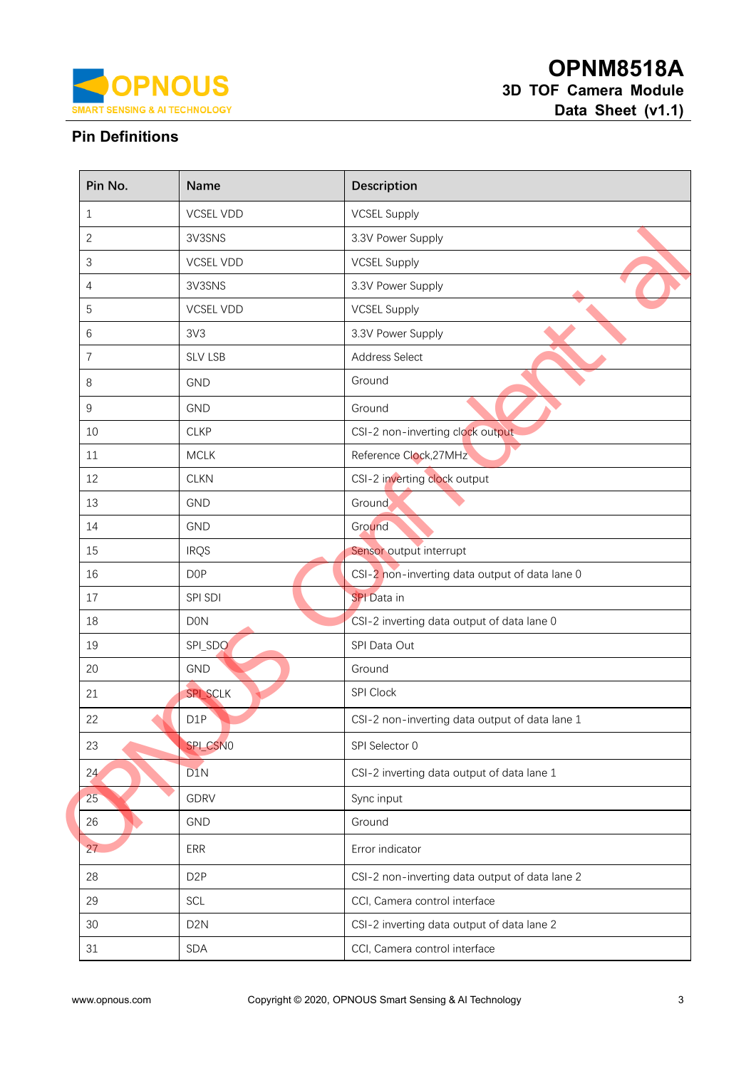## Pin Definitions

| Pin No. | Name | Description |
|---|---|---|
| 1 | VCSEL VDD | VCSEL Supply |
| 2 | 3V3SNS | 3.3V Power Supply |
| 3 | VCSEL VDD | VCSEL Supply |
| 4 | 3V3SNS | 3.3V Power Supply |
| 5 | VCSEL VDD | VCSEL Supply |
| 6 | 3V3 | 3.3V Power Supply |
| 7 | SLV LSB | Address Select |
| 8 | GND | Ground |
| 9 | GND | Ground |
| 10 | CLKP | CSI-2 non-inverting clock output |
| 11 | MCLK | Reference Clock,27MHz |
| 12 | CLKN | CSI-2 inverting clock output |
| 13 | GND | Ground |
| 14 | GND | Ground |
| 15 | IRQS | Sensor output interrupt |
| 16 | D0P | CSI-2 non-inverting data output of data lane 0 |
| 17 | SPI SDI | SPI Data in |
| 18 | D0N | CSI-2 inverting data output of data lane 0 |
| 19 | SPI_SDO | SPI Data Out |
| 20 | GND | Ground |
| 21 | SPI_SCLK | SPI Clock |
| 22 | D1P | CSI-2 non-inverting data output of data lane 1 |
| 23 | SPI_CSN0 | SPI Selector 0 |
| 24 | D1N | CSI-2 inverting data output of data lane 1 |
| 25 | GDRV | Sync input |
| 26 | GND | Ground |
| 27 | ERR | Error indicator |
| 28 | D2P | CSI-2 non-inverting data output of data lane 2 |
| 29 | SCL | CCI, Camera control interface |
| 30 | D2N | CSI-2 inverting data output of data lane 2 |
| 31 | SDA | CCI, Camera control interface |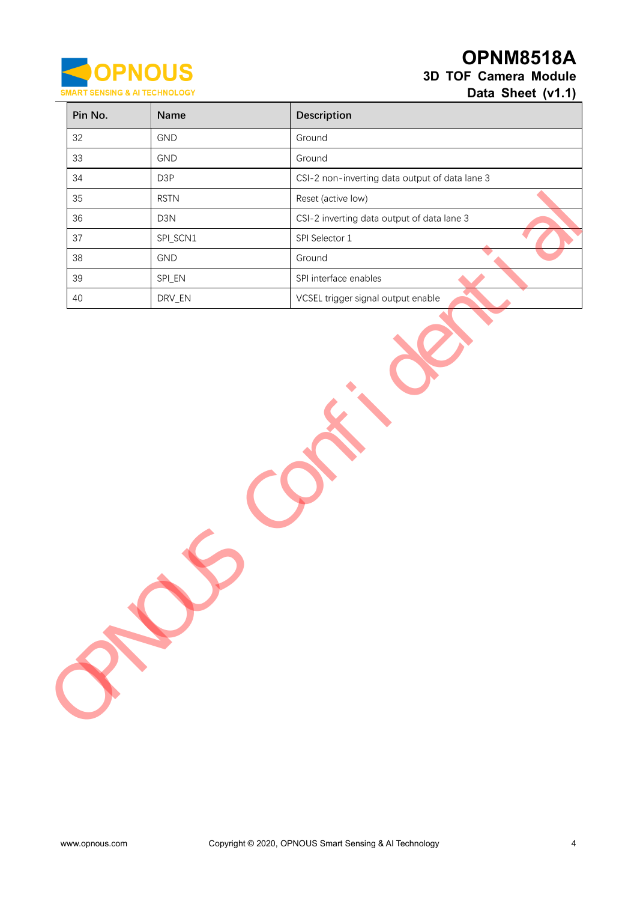| Pin No. | Name | Description |
| --- | --- | --- |
| 32 | GND | Ground |
| 33 | GND | Ground |
| 34 | D3P | CSI-2 non-inverting data output of data lane 3 |
| 35 | RSTN | Reset (active low) |
| 36 | D3N | CSI-2 inverting data output of data lane 3 |
| 37 | SPI_SCN1 | SPI Selector 1 |
| 38 | GND | Ground |
| 39 | SPI_EN | SPI interface enables |
| 40 | DRV_EN | VCSEL trigger signal output enable |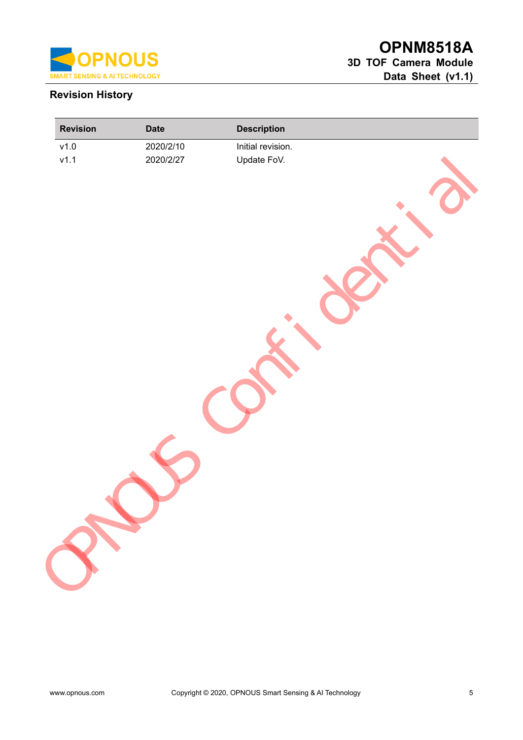## Revision History

| Revision | Date | Description |
|---|---|---|
| v1.0 | 2020/2/10 | Initial revision. |
| v1.1 | 2020/2/27 | Update FoV. |